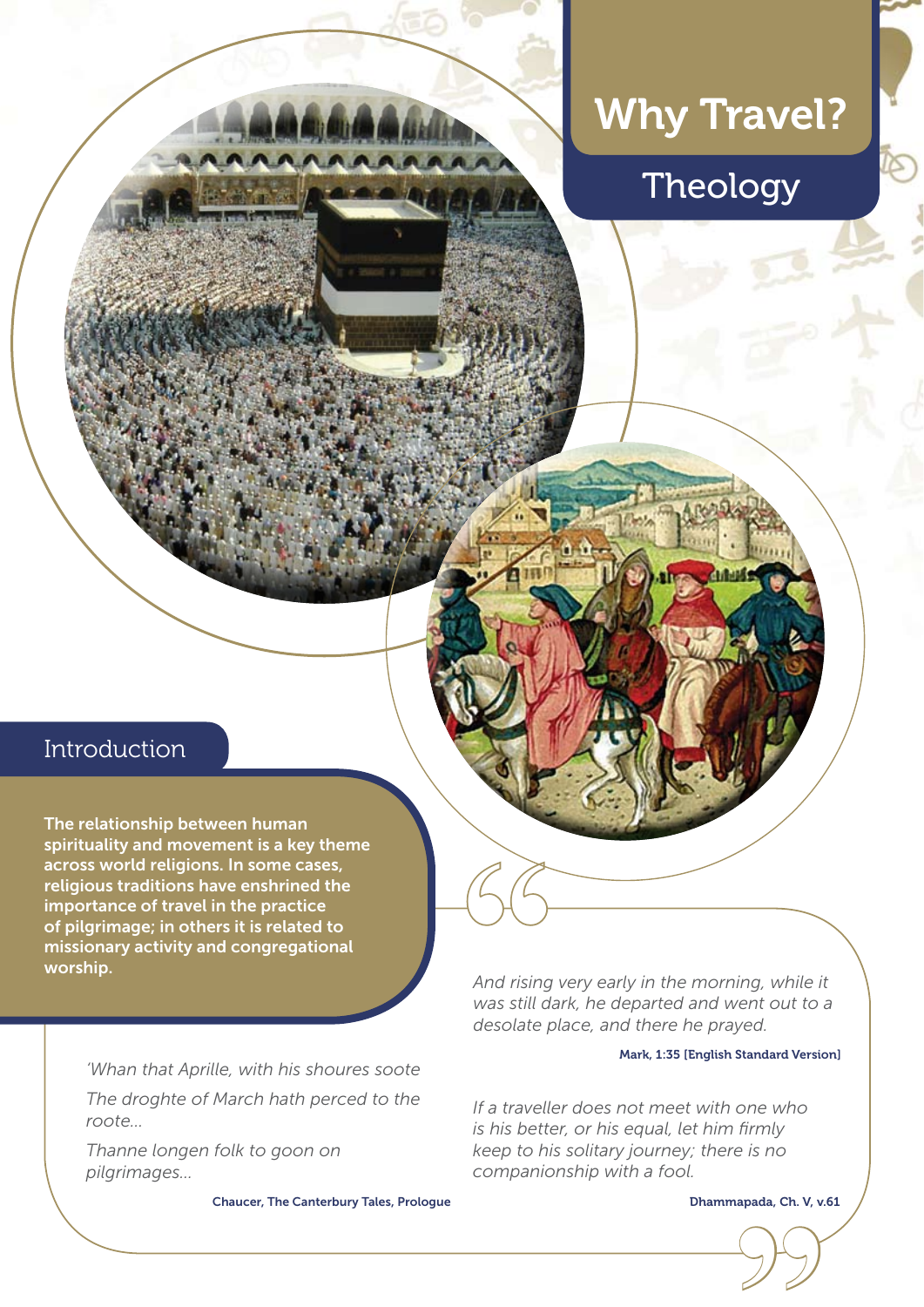# Why Travel?

## Theology

### Introduction

**The relationship between human spirituality and movement is a key theme across world religions. In some cases, religious traditions have enshrined the importance of travel in the practice of pilgrimage; in others it is related to missionary activity and congregational worship.**

*'Whan that Aprille, with his shoures soote*

*The droghte of March hath perced to the roote...*

*Thanne longen folk to goon on pilgrimages...*

Chaucer, The Canterbury Tales, Prologue

*And rising very early in the morning, while it was still dark, he departed and went out to a desolate place, and there he prayed.*

Mark, 1:35 [English Standard Version]

*If a traveller does not meet with one who is his better, or his equal, let him firmly keep to his solitary journey; there is no companionship with a fool.*

Dhammapada, Ch. V, v.61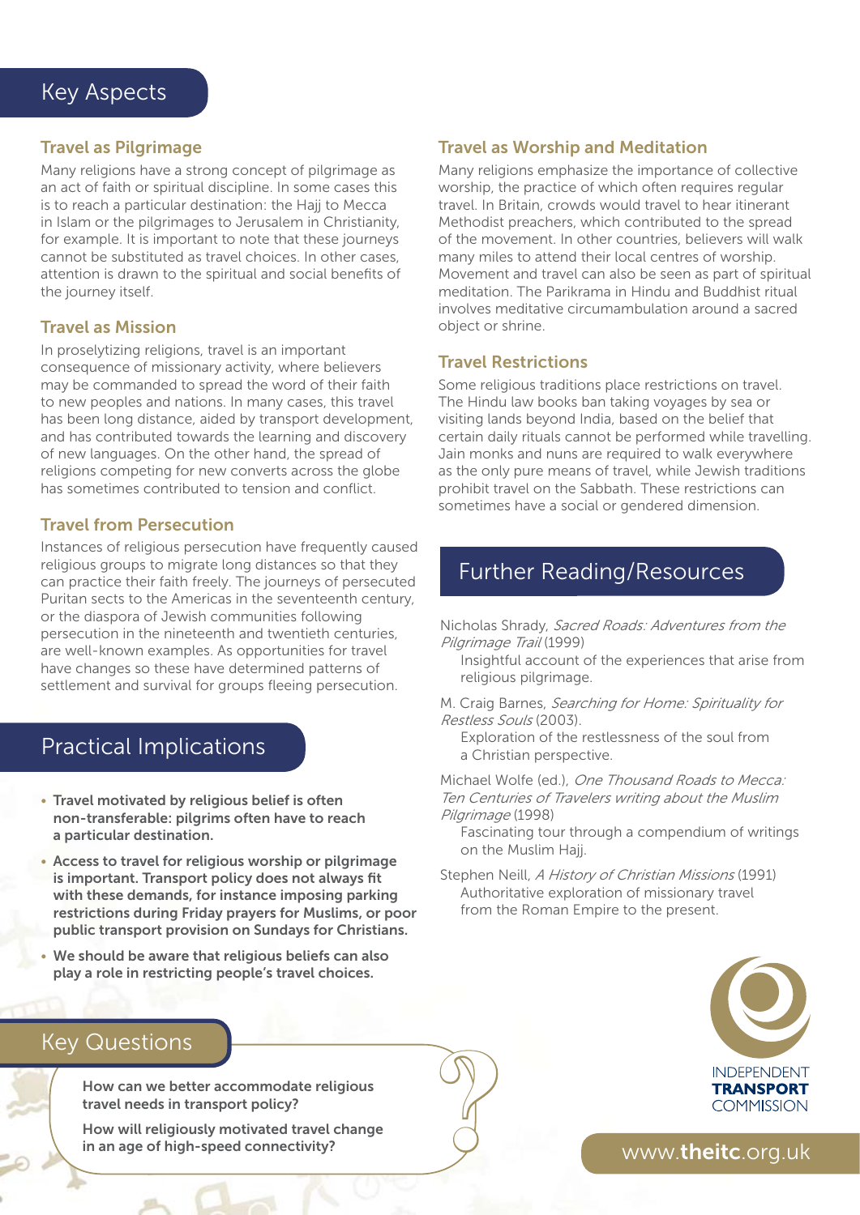## Key Aspects

### Travel as Pilgrimage

Many religions have a strong concept of pilgrimage as an act of faith or spiritual discipline. In some cases this is to reach a particular destination: the Hajj to Mecca in Islam or the pilgrimages to Jerusalem in Christianity, for example. It is important to note that these journeys cannot be substituted as travel choices. In other cases, attention is drawn to the spiritual and social benefits of the journey itself.

### Travel as Mission

In proselytizing religions, travel is an important consequence of missionary activity, where believers may be commanded to spread the word of their faith to new peoples and nations. In many cases, this travel has been long distance, aided by transport development, and has contributed towards the learning and discovery of new languages. On the other hand, the spread of religions competing for new converts across the globe has sometimes contributed to tension and conflict.

### Travel from Persecution

Instances of religious persecution have frequently caused religious groups to migrate long distances so that they can practice their faith freely. The journeys of persecuted Puritan sects to the Americas in the seventeenth century, or the diaspora of Jewish communities following persecution in the nineteenth and twentieth centuries, are well-known examples. As opportunities for travel have changes so these have determined patterns of settlement and survival for groups fleeing persecution.

### Travel as Worship and Meditation

Many religions emphasize the importance of collective worship, the practice of which often requires regular travel. In Britain, crowds would travel to hear itinerant Methodist preachers, which contributed to the spread of the movement. In other countries, believers will walk many miles to attend their local centres of worship. Movement and travel can also be seen as part of spiritual meditation. The Parikrama in Hindu and Buddhist ritual involves meditative circumambulation around a sacred object or shrine.

### Travel Restrictions

Some religious traditions place restrictions on travel. The Hindu law books ban taking voyages by sea or visiting lands beyond India, based on the belief that certain daily rituals cannot be performed while travelling. Jain monks and nuns are required to walk everywhere as the only pure means of travel, while Jewish traditions prohibit travel on the Sabbath. These restrictions can sometimes have a social or gendered dimension.

## Practical Implications

- **Travel motivated by religious belief is often non-transferable: pilgrims often have to reach a particular destination.**
- **Access to travel for religious worship or pilgrimage is important. Transport policy does not always fit with these demands, for instance imposing parking restrictions during Friday prayers for Muslims, or poor public transport provision on Sundays for Christians.**
- **We should be aware that religious beliefs can also play a role in restricting people's travel choices.**

## Key Questions

**How can we better accommodate religious travel needs in transport policy?**

**How will religiously motivated travel change in an age of high-speed connectivity?**

## Further Reading/Resources

Nicholas Shrady, *Sacred Roads: Adventures from the Pilgrimage Trail* (1999)
Insightful account of the experiences that arise from religious pilgrimage.

M. Craig Barnes, *Searching for Home: Spirituality for Restless Souls* (2003).
Exploration of the restlessness of the soul from a Christian perspective.

Michael Wolfe (ed.), *One Thousand Roads to Mecca: Ten Centuries of Travelers writing about the Muslim Pilgrimage* (1998)
Fascinating tour through a compendium of writings on the Muslim Hajj.

Stephen Neill, *A History of Christian Missions* (1991)
Authoritative exploration of missionary travel from the Roman Empire to the present.

INDEPENDENT **TRANSPORT** COMMISSION

www.**theitc**.org.uk